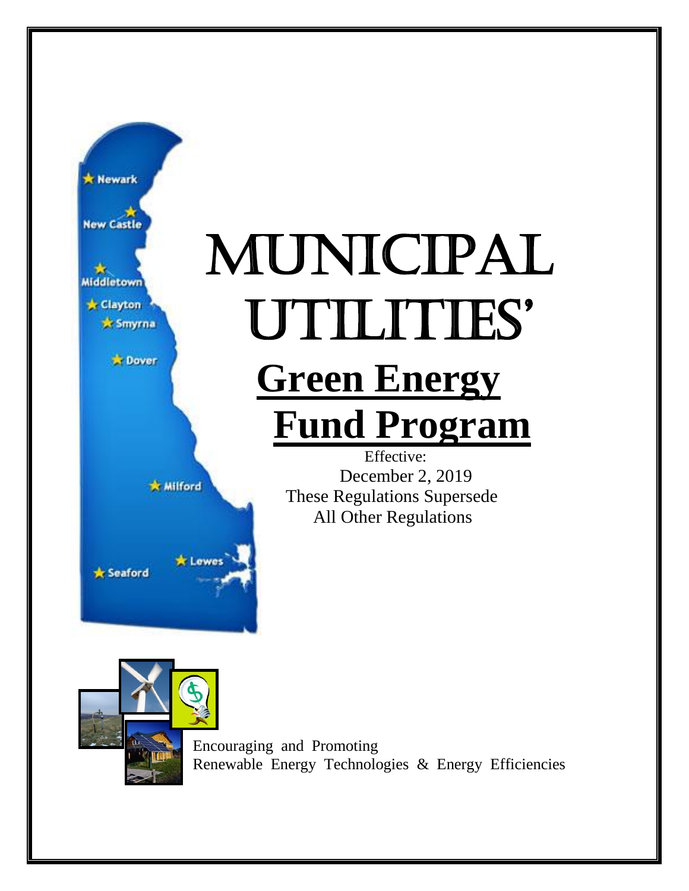# MUNICIPAL UTILITIES'

# Green Energy Fund Program

Effective:
December 2, 2019
These Regulations Supersede
All Other Regulations

Encouraging and Promoting
Renewable Energy Technologies & Energy Efficiencies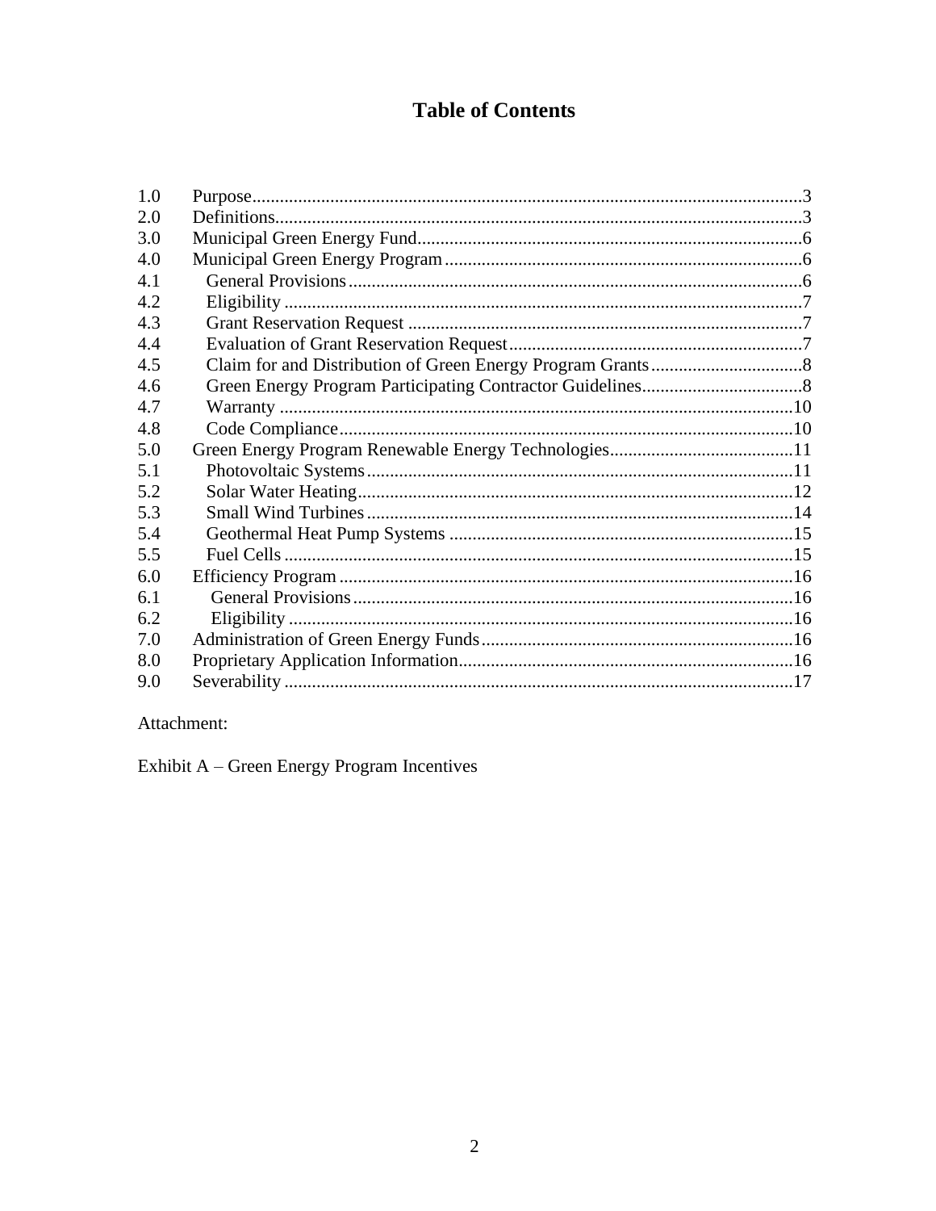# Table of Contents

| | | |
|---|---|---|
| 1.0 | Purpose | 3 |
| 2.0 | Definitions | 3 |
| 3.0 | Municipal Green Energy Fund | 6 |
| 4.0 | Municipal Green Energy Program | 6 |
| 4.1 | General Provisions | 6 |
| 4.2 | Eligibility | 7 |
| 4.3 | Grant Reservation Request | 7 |
| 4.4 | Evaluation of Grant Reservation Request | 7 |
| 4.5 | Claim for and Distribution of Green Energy Program Grants | 8 |
| 4.6 | Green Energy Program Participating Contractor Guidelines | 8 |
| 4.7 | Warranty | 10 |
| 4.8 | Code Compliance | 10 |
| 5.0 | Green Energy Program Renewable Energy Technologies | 11 |
| 5.1 | Photovoltaic Systems | 11 |
| 5.2 | Solar Water Heating | 12 |
| 5.3 | Small Wind Turbines | 14 |
| 5.4 | Geothermal Heat Pump Systems | 15 |
| 5.5 | Fuel Cells | 15 |
| 6.0 | Efficiency Program | 16 |
| 6.1 | General Provisions | 16 |
| 6.2 | Eligibility | 16 |
| 7.0 | Administration of Green Energy Funds | 16 |
| 8.0 | Proprietary Application Information | 16 |
| 9.0 | Severability | 17 |

Attachment:

Exhibit A – Green Energy Program Incentives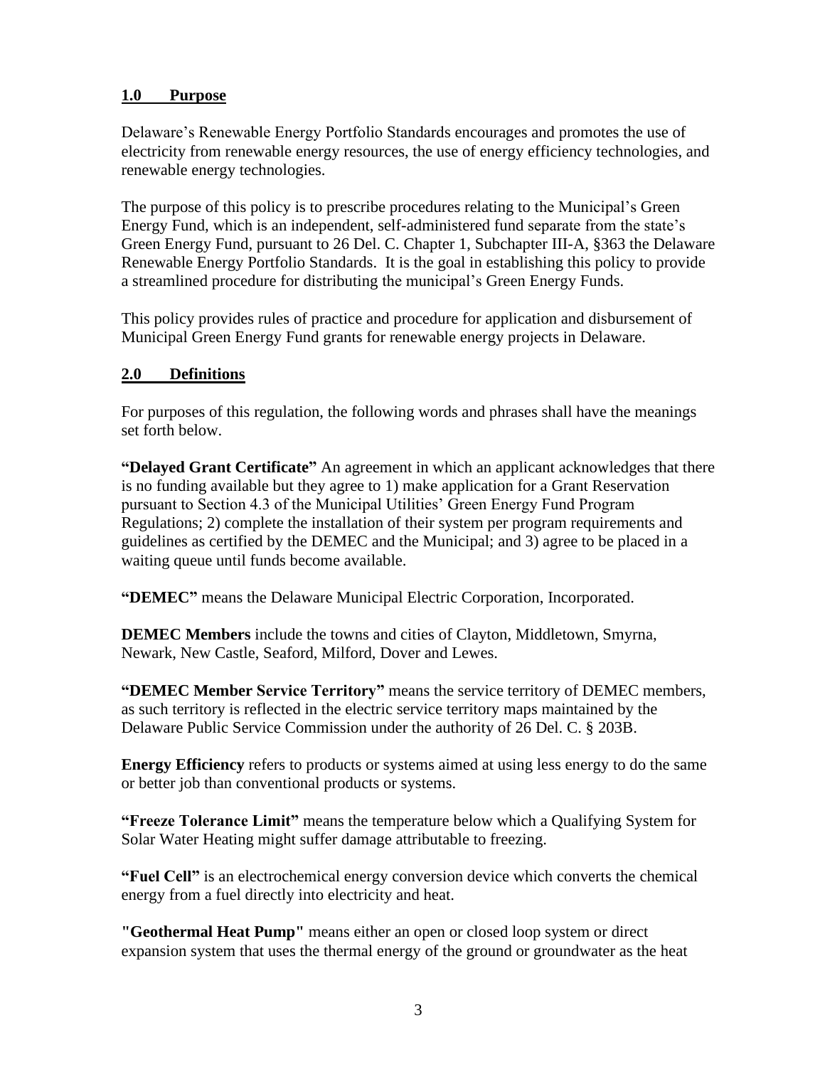## 1.0 Purpose

Delaware's Renewable Energy Portfolio Standards encourages and promotes the use of electricity from renewable energy resources, the use of energy efficiency technologies, and renewable energy technologies.

The purpose of this policy is to prescribe procedures relating to the Municipal's Green Energy Fund, which is an independent, self-administered fund separate from the state's Green Energy Fund, pursuant to 26 Del. C. Chapter 1, Subchapter III-A, §363 the Delaware Renewable Energy Portfolio Standards. It is the goal in establishing this policy to provide a streamlined procedure for distributing the municipal's Green Energy Funds.

This policy provides rules of practice and procedure for application and disbursement of Municipal Green Energy Fund grants for renewable energy projects in Delaware.

## 2.0 Definitions

For purposes of this regulation, the following words and phrases shall have the meanings set forth below.

**"Delayed Grant Certificate"** An agreement in which an applicant acknowledges that there is no funding available but they agree to 1) make application for a Grant Reservation pursuant to Section 4.3 of the Municipal Utilities' Green Energy Fund Program Regulations; 2) complete the installation of their system per program requirements and guidelines as certified by the DEMEC and the Municipal; and 3) agree to be placed in a waiting queue until funds become available.

**"DEMEC"** means the Delaware Municipal Electric Corporation, Incorporated.

**DEMEC Members** include the towns and cities of Clayton, Middletown, Smyrna, Newark, New Castle, Seaford, Milford, Dover and Lewes.

**"DEMEC Member Service Territory"** means the service territory of DEMEC members, as such territory is reflected in the electric service territory maps maintained by the Delaware Public Service Commission under the authority of 26 Del. C. § 203B.

**Energy Efficiency** refers to products or systems aimed at using less energy to do the same or better job than conventional products or systems.

**"Freeze Tolerance Limit"** means the temperature below which a Qualifying System for Solar Water Heating might suffer damage attributable to freezing.

**"Fuel Cell"** is an electrochemical energy conversion device which converts the chemical energy from a fuel directly into electricity and heat.

**"Geothermal Heat Pump"** means either an open or closed loop system or direct expansion system that uses the thermal energy of the ground or groundwater as the heat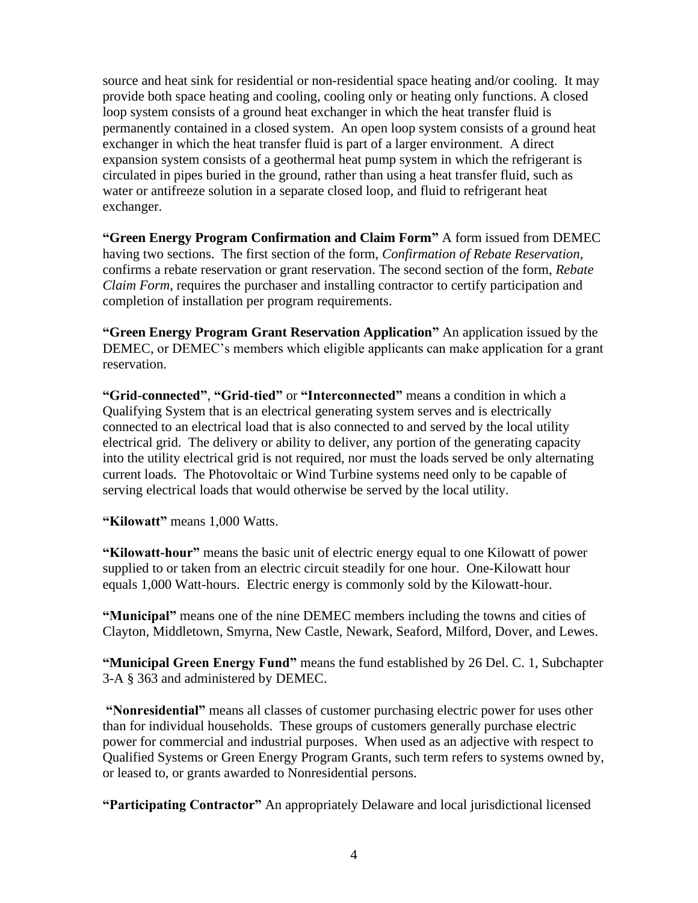source and heat sink for residential or non-residential space heating and/or cooling. It may provide both space heating and cooling, cooling only or heating only functions. A closed loop system consists of a ground heat exchanger in which the heat transfer fluid is permanently contained in a closed system. An open loop system consists of a ground heat exchanger in which the heat transfer fluid is part of a larger environment. A direct expansion system consists of a geothermal heat pump system in which the refrigerant is circulated in pipes buried in the ground, rather than using a heat transfer fluid, such as water or antifreeze solution in a separate closed loop, and fluid to refrigerant heat exchanger.

**"Green Energy Program Confirmation and Claim Form"** A form issued from DEMEC having two sections. The first section of the form, *Confirmation of Rebate Reservation*, confirms a rebate reservation or grant reservation. The second section of the form, *Rebate Claim Form*, requires the purchaser and installing contractor to certify participation and completion of installation per program requirements.

**"Green Energy Program Grant Reservation Application"** An application issued by the DEMEC, or DEMEC's members which eligible applicants can make application for a grant reservation.

**"Grid-connected"**, **"Grid-tied"** or **"Interconnected"** means a condition in which a Qualifying System that is an electrical generating system serves and is electrically connected to an electrical load that is also connected to and served by the local utility electrical grid. The delivery or ability to deliver, any portion of the generating capacity into the utility electrical grid is not required, nor must the loads served be only alternating current loads. The Photovoltaic or Wind Turbine systems need only to be capable of serving electrical loads that would otherwise be served by the local utility.

**"Kilowatt"** means 1,000 Watts.

**"Kilowatt-hour"** means the basic unit of electric energy equal to one Kilowatt of power supplied to or taken from an electric circuit steadily for one hour. One-Kilowatt hour equals 1,000 Watt-hours. Electric energy is commonly sold by the Kilowatt-hour.

**"Municipal"** means one of the nine DEMEC members including the towns and cities of Clayton, Middletown, Smyrna, New Castle, Newark, Seaford, Milford, Dover, and Lewes.

**"Municipal Green Energy Fund"** means the fund established by 26 Del. C. 1, Subchapter 3-A § 363 and administered by DEMEC.

**"Nonresidential"** means all classes of customer purchasing electric power for uses other than for individual households. These groups of customers generally purchase electric power for commercial and industrial purposes. When used as an adjective with respect to Qualified Systems or Green Energy Program Grants, such term refers to systems owned by, or leased to, or grants awarded to Nonresidential persons.

**"Participating Contractor"** An appropriately Delaware and local jurisdictional licensed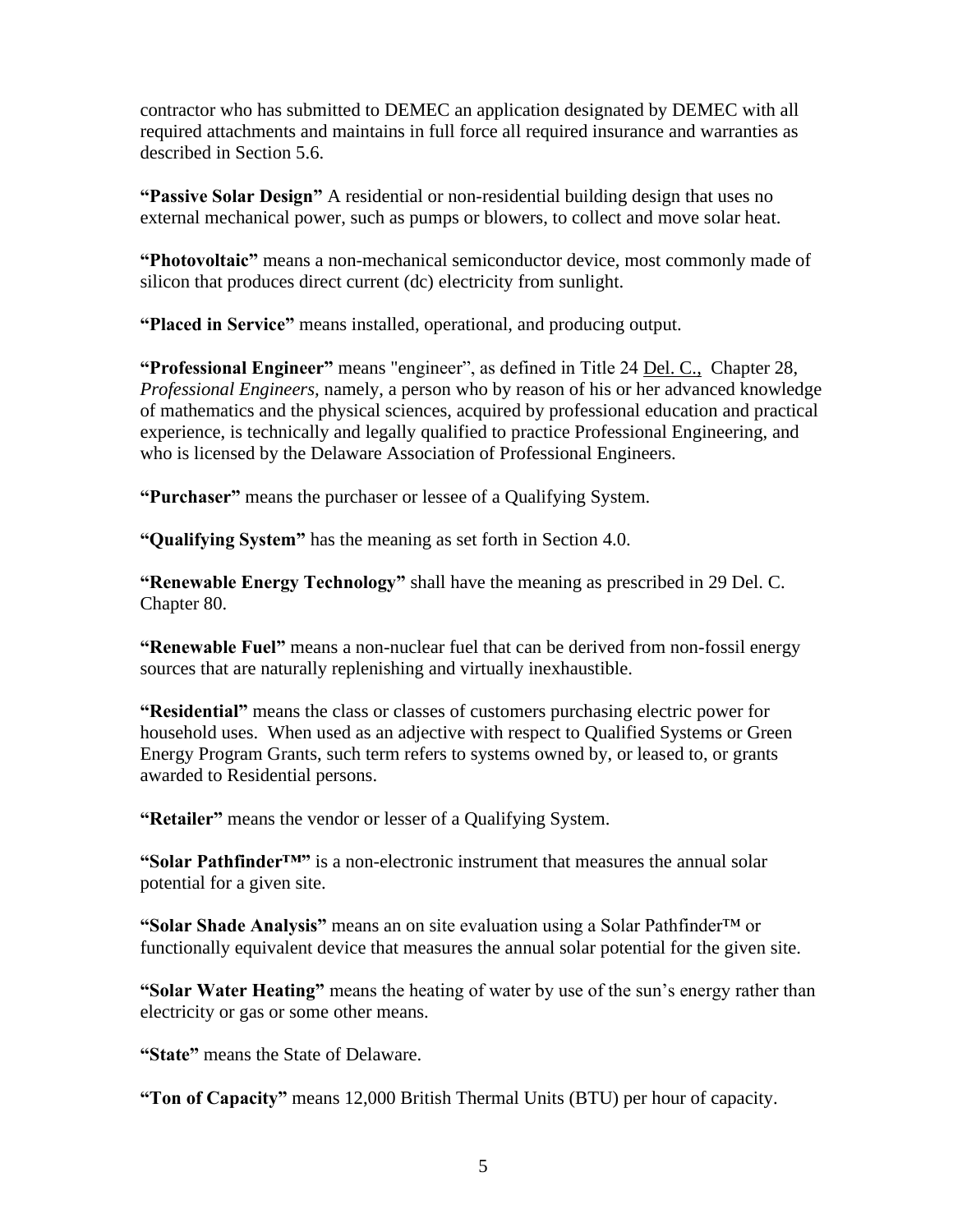contractor who has submitted to DEMEC an application designated by DEMEC with all required attachments and maintains in full force all required insurance and warranties as described in Section 5.6.

**"Passive Solar Design"** A residential or non-residential building design that uses no external mechanical power, such as pumps or blowers, to collect and move solar heat.

**"Photovoltaic"** means a non-mechanical semiconductor device, most commonly made of silicon that produces direct current (dc) electricity from sunlight.

**"Placed in Service"** means installed, operational, and producing output.

**"Professional Engineer"** means "engineer", as defined in Title 24 Del. C., Chapter 28, *Professional Engineers,* namely, a person who by reason of his or her advanced knowledge of mathematics and the physical sciences, acquired by professional education and practical experience, is technically and legally qualified to practice Professional Engineering, and who is licensed by the Delaware Association of Professional Engineers.

**"Purchaser"** means the purchaser or lessee of a Qualifying System.

**"Qualifying System"** has the meaning as set forth in Section 4.0.

**"Renewable Energy Technology"** shall have the meaning as prescribed in 29 Del. C. Chapter 80.

**"Renewable Fuel"** means a non-nuclear fuel that can be derived from non-fossil energy sources that are naturally replenishing and virtually inexhaustible.

**"Residential"** means the class or classes of customers purchasing electric power for household uses. When used as an adjective with respect to Qualified Systems or Green Energy Program Grants, such term refers to systems owned by, or leased to, or grants awarded to Residential persons.

**"Retailer"** means the vendor or lesser of a Qualifying System.

**"Solar Pathfinder™"** is a non-electronic instrument that measures the annual solar potential for a given site.

**"Solar Shade Analysis"** means an on site evaluation using a Solar Pathfinder™ or functionally equivalent device that measures the annual solar potential for the given site.

**"Solar Water Heating"** means the heating of water by use of the sun's energy rather than electricity or gas or some other means.

**"State"** means the State of Delaware.

**"Ton of Capacity"** means 12,000 British Thermal Units (BTU) per hour of capacity.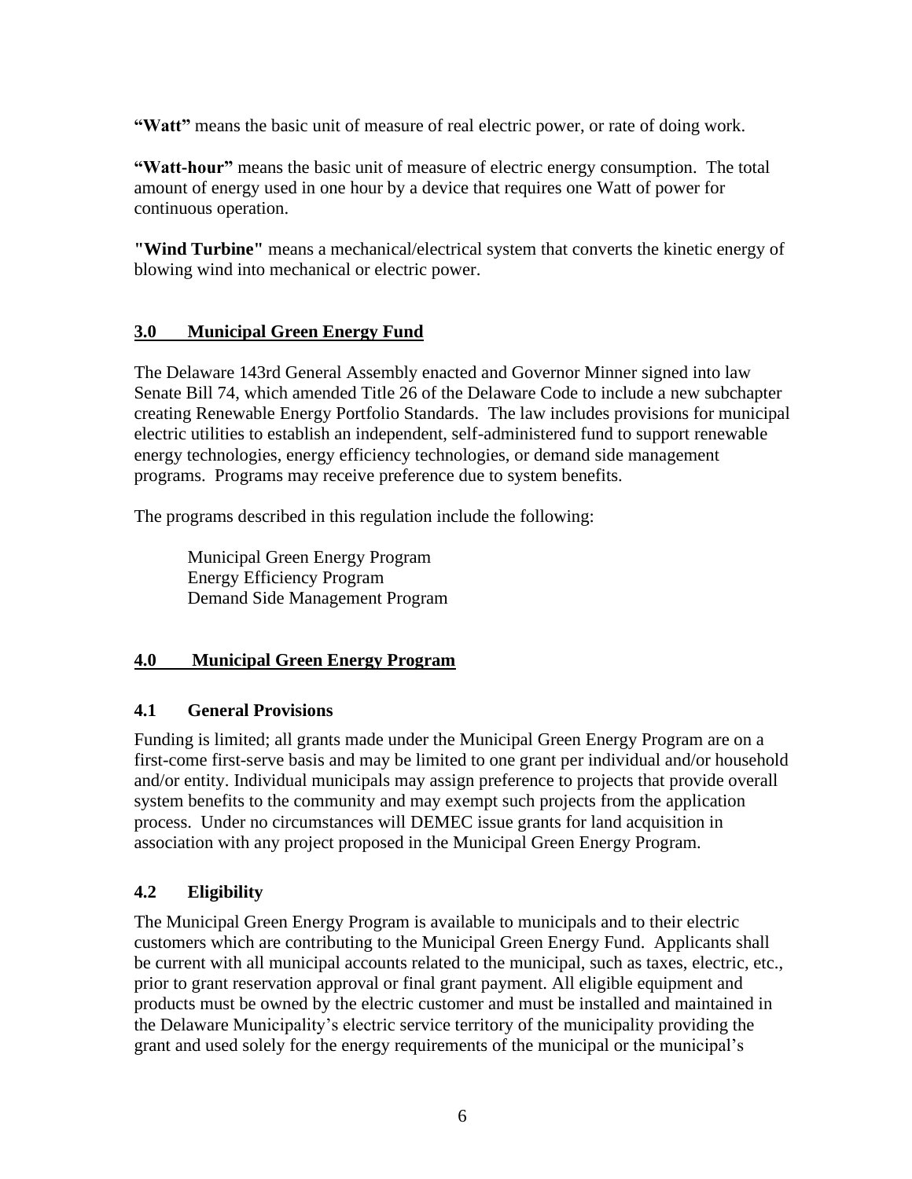**"Watt"** means the basic unit of measure of real electric power, or rate of doing work.

**"Watt-hour"** means the basic unit of measure of electric energy consumption. The total amount of energy used in one hour by a device that requires one Watt of power for continuous operation.

**"Wind Turbine"** means a mechanical/electrical system that converts the kinetic energy of blowing wind into mechanical or electric power.

## 3.0 Municipal Green Energy Fund

The Delaware 143rd General Assembly enacted and Governor Minner signed into law Senate Bill 74, which amended Title 26 of the Delaware Code to include a new subchapter creating Renewable Energy Portfolio Standards. The law includes provisions for municipal electric utilities to establish an independent, self-administered fund to support renewable energy technologies, energy efficiency technologies, or demand side management programs. Programs may receive preference due to system benefits.

The programs described in this regulation include the following:

Municipal Green Energy Program
Energy Efficiency Program
Demand Side Management Program

## 4.0 Municipal Green Energy Program

### 4.1 General Provisions

Funding is limited; all grants made under the Municipal Green Energy Program are on a first-come first-serve basis and may be limited to one grant per individual and/or household and/or entity. Individual municipals may assign preference to projects that provide overall system benefits to the community and may exempt such projects from the application process. Under no circumstances will DEMEC issue grants for land acquisition in association with any project proposed in the Municipal Green Energy Program.

### 4.2 Eligibility

The Municipal Green Energy Program is available to municipals and to their electric customers which are contributing to the Municipal Green Energy Fund. Applicants shall be current with all municipal accounts related to the municipal, such as taxes, electric, etc., prior to grant reservation approval or final grant payment. All eligible equipment and products must be owned by the electric customer and must be installed and maintained in the Delaware Municipality's electric service territory of the municipality providing the grant and used solely for the energy requirements of the municipal or the municipal's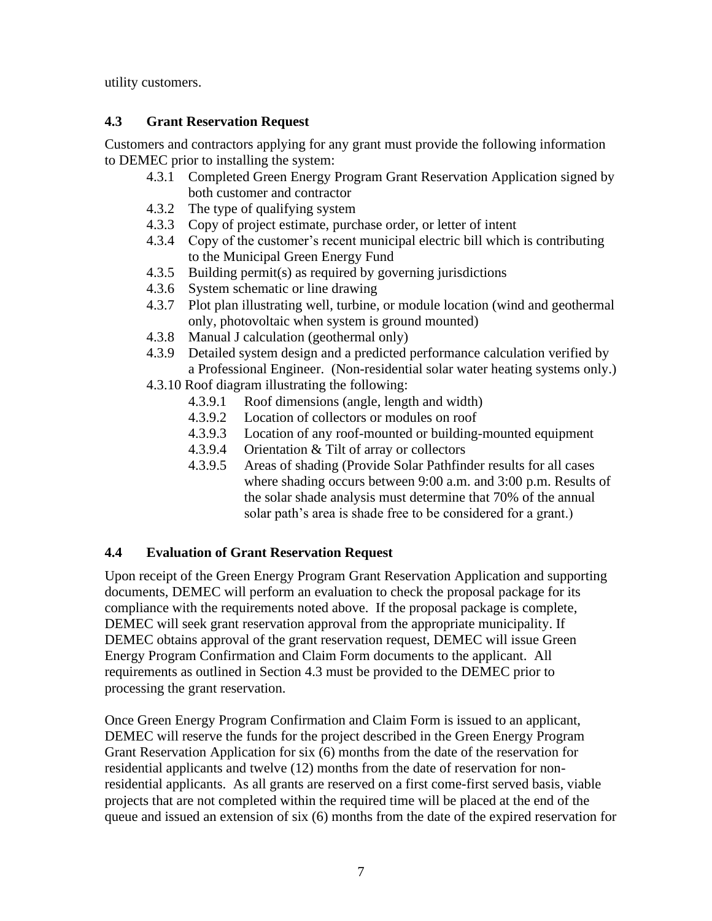utility customers.

### 4.3 Grant Reservation Request

Customers and contractors applying for any grant must provide the following information to DEMEC prior to installing the system:

- 4.3.1 Completed Green Energy Program Grant Reservation Application signed by both customer and contractor
- 4.3.2 The type of qualifying system
- 4.3.3 Copy of project estimate, purchase order, or letter of intent
- 4.3.4 Copy of the customer's recent municipal electric bill which is contributing to the Municipal Green Energy Fund
- 4.3.5 Building permit(s) as required by governing jurisdictions
- 4.3.6 System schematic or line drawing
- 4.3.7 Plot plan illustrating well, turbine, or module location (wind and geothermal only, photovoltaic when system is ground mounted)
- 4.3.8 Manual J calculation (geothermal only)
- 4.3.9 Detailed system design and a predicted performance calculation verified by a Professional Engineer. (Non-residential solar water heating systems only.)
- 4.3.10 Roof diagram illustrating the following:
  - 4.3.9.1 Roof dimensions (angle, length and width)
  - 4.3.9.2 Location of collectors or modules on roof
  - 4.3.9.3 Location of any roof-mounted or building-mounted equipment
  - 4.3.9.4 Orientation & Tilt of array or collectors
  - 4.3.9.5 Areas of shading (Provide Solar Pathfinder results for all cases where shading occurs between 9:00 a.m. and 3:00 p.m. Results of the solar shade analysis must determine that 70% of the annual solar path's area is shade free to be considered for a grant.)

### 4.4 Evaluation of Grant Reservation Request

Upon receipt of the Green Energy Program Grant Reservation Application and supporting documents, DEMEC will perform an evaluation to check the proposal package for its compliance with the requirements noted above. If the proposal package is complete, DEMEC will seek grant reservation approval from the appropriate municipality. If DEMEC obtains approval of the grant reservation request, DEMEC will issue Green Energy Program Confirmation and Claim Form documents to the applicant. All requirements as outlined in Section 4.3 must be provided to the DEMEC prior to processing the grant reservation.

Once Green Energy Program Confirmation and Claim Form is issued to an applicant, DEMEC will reserve the funds for the project described in the Green Energy Program Grant Reservation Application for six (6) months from the date of the reservation for residential applicants and twelve (12) months from the date of reservation for non-residential applicants. As all grants are reserved on a first come-first served basis, viable projects that are not completed within the required time will be placed at the end of the queue and issued an extension of six (6) months from the date of the expired reservation for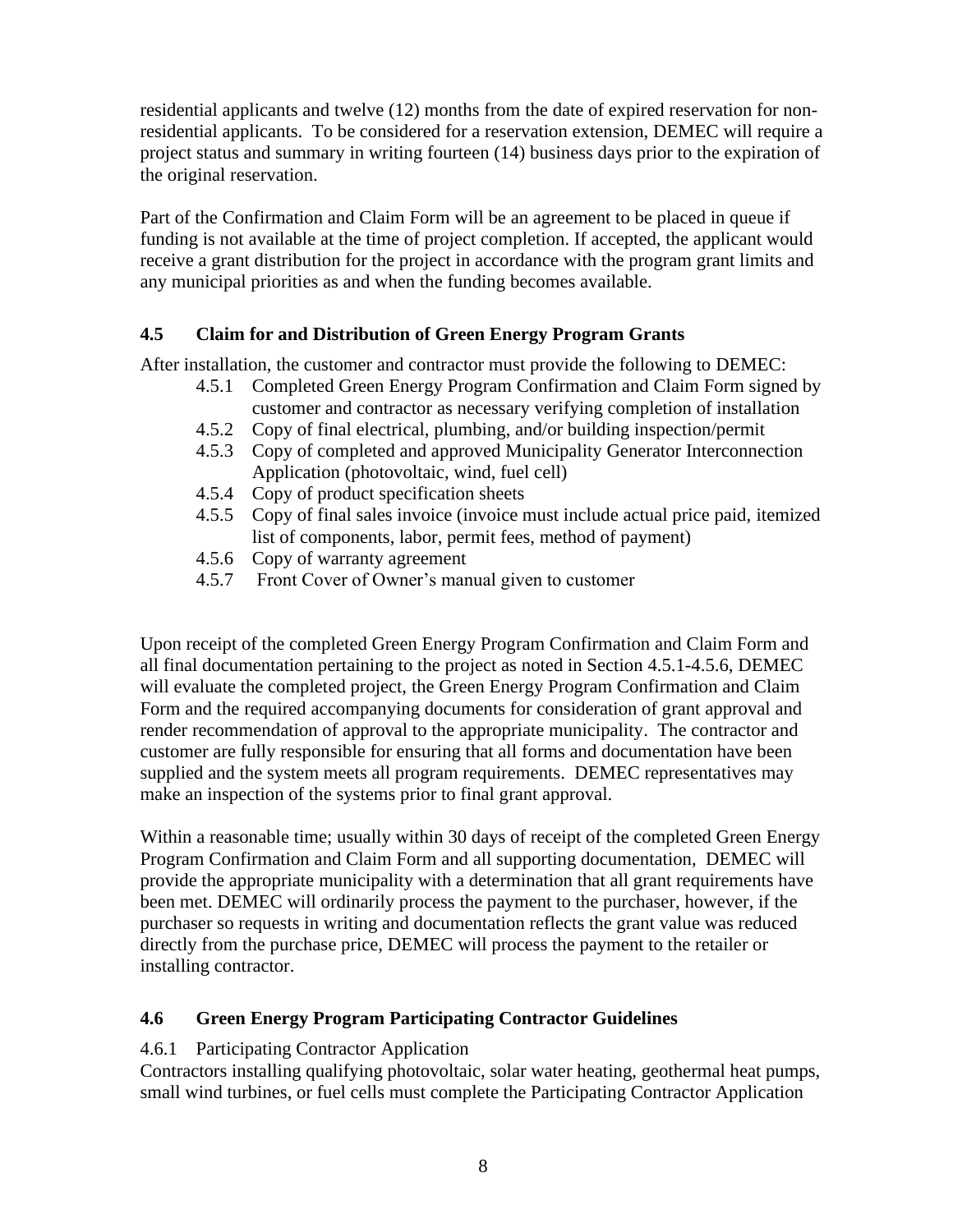residential applicants and twelve (12) months from the date of expired reservation for non-residential applicants. To be considered for a reservation extension, DEMEC will require a project status and summary in writing fourteen (14) business days prior to the expiration of the original reservation.

Part of the Confirmation and Claim Form will be an agreement to be placed in queue if funding is not available at the time of project completion. If accepted, the applicant would receive a grant distribution for the project in accordance with the program grant limits and any municipal priorities as and when the funding becomes available.

### 4.5 Claim for and Distribution of Green Energy Program Grants

After installation, the customer and contractor must provide the following to DEMEC:

- 4.5.1 Completed Green Energy Program Confirmation and Claim Form signed by customer and contractor as necessary verifying completion of installation
- 4.5.2 Copy of final electrical, plumbing, and/or building inspection/permit
- 4.5.3 Copy of completed and approved Municipality Generator Interconnection Application (photovoltaic, wind, fuel cell)
- 4.5.4 Copy of product specification sheets
- 4.5.5 Copy of final sales invoice (invoice must include actual price paid, itemized list of components, labor, permit fees, method of payment)
- 4.5.6 Copy of warranty agreement
- 4.5.7 Front Cover of Owner's manual given to customer

Upon receipt of the completed Green Energy Program Confirmation and Claim Form and all final documentation pertaining to the project as noted in Section 4.5.1-4.5.6, DEMEC will evaluate the completed project, the Green Energy Program Confirmation and Claim Form and the required accompanying documents for consideration of grant approval and render recommendation of approval to the appropriate municipality. The contractor and customer are fully responsible for ensuring that all forms and documentation have been supplied and the system meets all program requirements. DEMEC representatives may make an inspection of the systems prior to final grant approval.

Within a reasonable time; usually within 30 days of receipt of the completed Green Energy Program Confirmation and Claim Form and all supporting documentation, DEMEC will provide the appropriate municipality with a determination that all grant requirements have been met. DEMEC will ordinarily process the payment to the purchaser, however, if the purchaser so requests in writing and documentation reflects the grant value was reduced directly from the purchase price, DEMEC will process the payment to the retailer or installing contractor.

### 4.6 Green Energy Program Participating Contractor Guidelines

4.6.1 Participating Contractor Application

Contractors installing qualifying photovoltaic, solar water heating, geothermal heat pumps, small wind turbines, or fuel cells must complete the Participating Contractor Application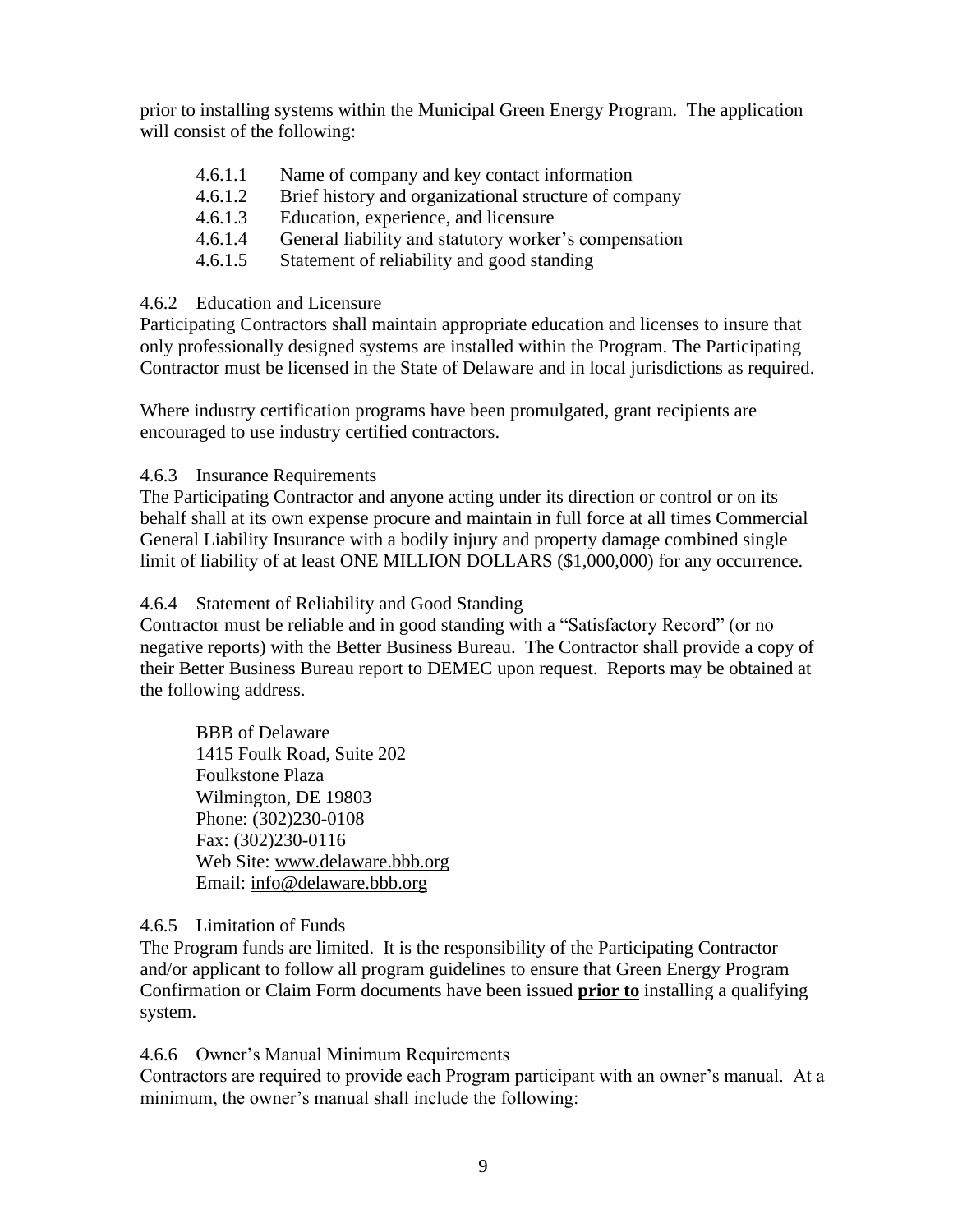prior to installing systems within the Municipal Green Energy Program. The application will consist of the following:

- 4.6.1.1 Name of company and key contact information
- 4.6.1.2 Brief history and organizational structure of company
- 4.6.1.3 Education, experience, and licensure
- 4.6.1.4 General liability and statutory worker's compensation
- 4.6.1.5 Statement of reliability and good standing

#### 4.6.2 Education and Licensure

Participating Contractors shall maintain appropriate education and licenses to insure that only professionally designed systems are installed within the Program. The Participating Contractor must be licensed in the State of Delaware and in local jurisdictions as required.

Where industry certification programs have been promulgated, grant recipients are encouraged to use industry certified contractors.

#### 4.6.3 Insurance Requirements

The Participating Contractor and anyone acting under its direction or control or on its behalf shall at its own expense procure and maintain in full force at all times Commercial General Liability Insurance with a bodily injury and property damage combined single limit of liability of at least ONE MILLION DOLLARS ($1,000,000) for any occurrence.

#### 4.6.4 Statement of Reliability and Good Standing

Contractor must be reliable and in good standing with a "Satisfactory Record" (or no negative reports) with the Better Business Bureau. The Contractor shall provide a copy of their Better Business Bureau report to DEMEC upon request. Reports may be obtained at the following address.

BBB of Delaware
1415 Foulk Road, Suite 202
Foulkstone Plaza
Wilmington, DE 19803
Phone: (302)230-0108
Fax: (302)230-0116
Web Site: www.delaware.bbb.org
Email: info@delaware.bbb.org

#### 4.6.5 Limitation of Funds

The Program funds are limited. It is the responsibility of the Participating Contractor and/or applicant to follow all program guidelines to ensure that Green Energy Program Confirmation or Claim Form documents have been issued **prior to** installing a qualifying system.

#### 4.6.6 Owner's Manual Minimum Requirements

Contractors are required to provide each Program participant with an owner's manual. At a minimum, the owner's manual shall include the following: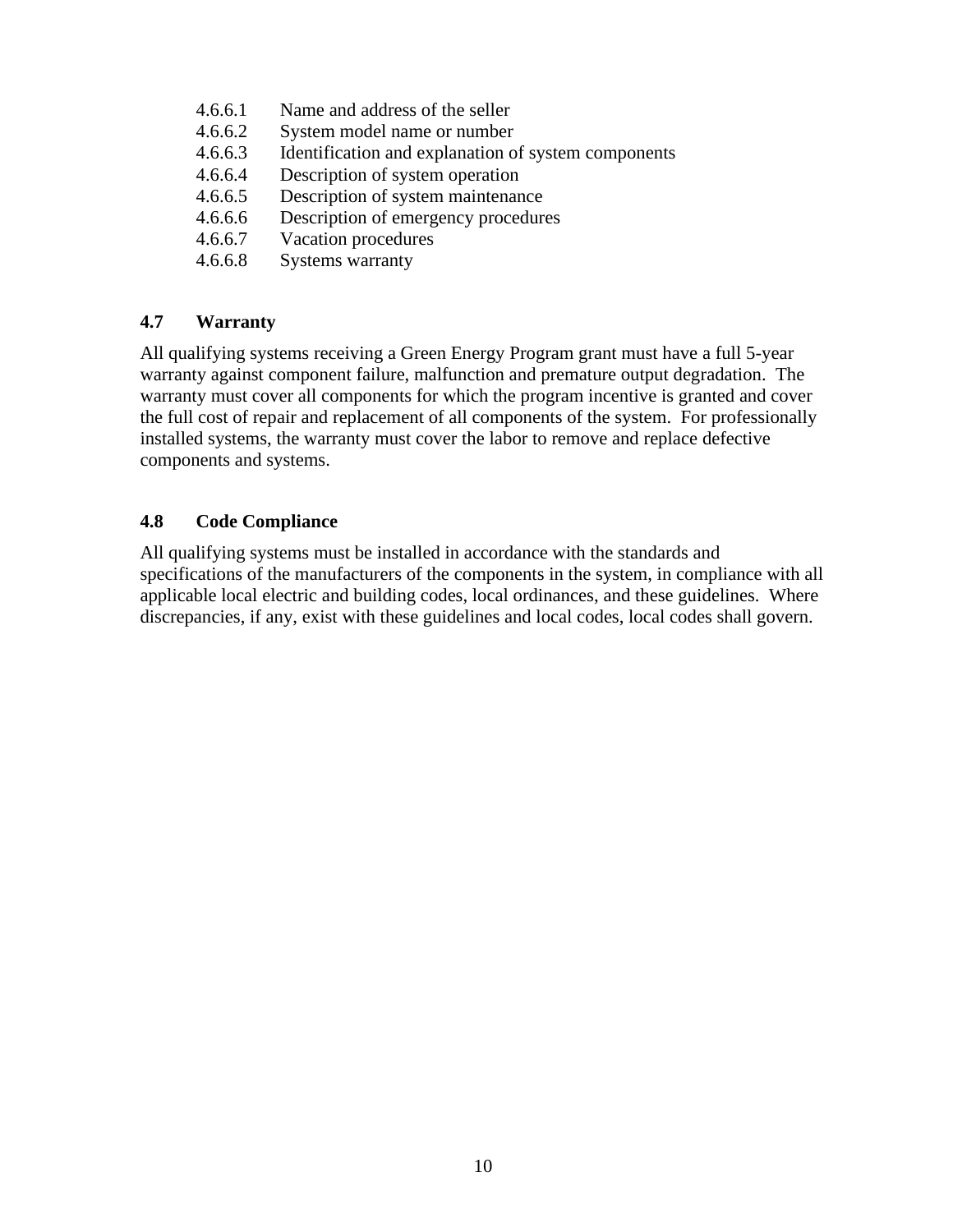4.6.6.1 Name and address of the seller
4.6.6.2 System model name or number
4.6.6.3 Identification and explanation of system components
4.6.6.4 Description of system operation
4.6.6.5 Description of system maintenance
4.6.6.6 Description of emergency procedures
4.6.6.7 Vacation procedures
4.6.6.8 Systems warranty

### 4.7 Warranty

All qualifying systems receiving a Green Energy Program grant must have a full 5-year warranty against component failure, malfunction and premature output degradation. The warranty must cover all components for which the program incentive is granted and cover the full cost of repair and replacement of all components of the system. For professionally installed systems, the warranty must cover the labor to remove and replace defective components and systems.

### 4.8 Code Compliance

All qualifying systems must be installed in accordance with the standards and specifications of the manufacturers of the components in the system, in compliance with all applicable local electric and building codes, local ordinances, and these guidelines. Where discrepancies, if any, exist with these guidelines and local codes, local codes shall govern.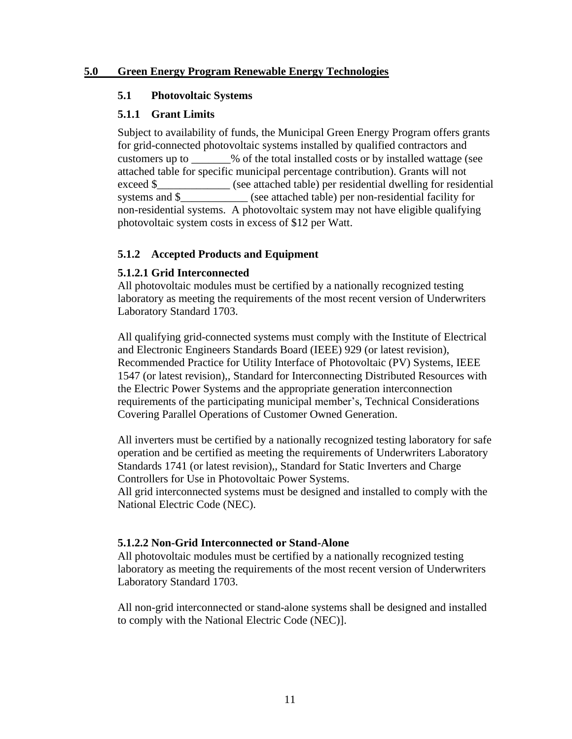## 5.0 Green Energy Program Renewable Energy Technologies

### 5.1 Photovoltaic Systems

#### 5.1.1 Grant Limits

Subject to availability of funds, the Municipal Green Energy Program offers grants for grid-connected photovoltaic systems installed by qualified contractors and customers up to _______% of the total installed costs or by installed wattage (see attached table for specific municipal percentage contribution). Grants will not exceed $_____________ (see attached table) per residential dwelling for residential systems and $____________ (see attached table) per non-residential facility for non-residential systems. A photovoltaic system may not have eligible qualifying photovoltaic system costs in excess of $12 per Watt.

#### 5.1.2 Accepted Products and Equipment

**5.1.2.1 Grid Interconnected**

All photovoltaic modules must be certified by a nationally recognized testing laboratory as meeting the requirements of the most recent version of Underwriters Laboratory Standard 1703.

All qualifying grid-connected systems must comply with the Institute of Electrical and Electronic Engineers Standards Board (IEEE) 929 (or latest revision), Recommended Practice for Utility Interface of Photovoltaic (PV) Systems, IEEE 1547 (or latest revision),, Standard for Interconnecting Distributed Resources with the Electric Power Systems and the appropriate generation interconnection requirements of the participating municipal member's, Technical Considerations Covering Parallel Operations of Customer Owned Generation.

All inverters must be certified by a nationally recognized testing laboratory for safe operation and be certified as meeting the requirements of Underwriters Laboratory Standards 1741 (or latest revision),, Standard for Static Inverters and Charge Controllers for Use in Photovoltaic Power Systems.
All grid interconnected systems must be designed and installed to comply with the National Electric Code (NEC).

**5.1.2.2 Non-Grid Interconnected or Stand-Alone**

All photovoltaic modules must be certified by a nationally recognized testing laboratory as meeting the requirements of the most recent version of Underwriters Laboratory Standard 1703.

All non-grid interconnected or stand-alone systems shall be designed and installed to comply with the National Electric Code (NEC)].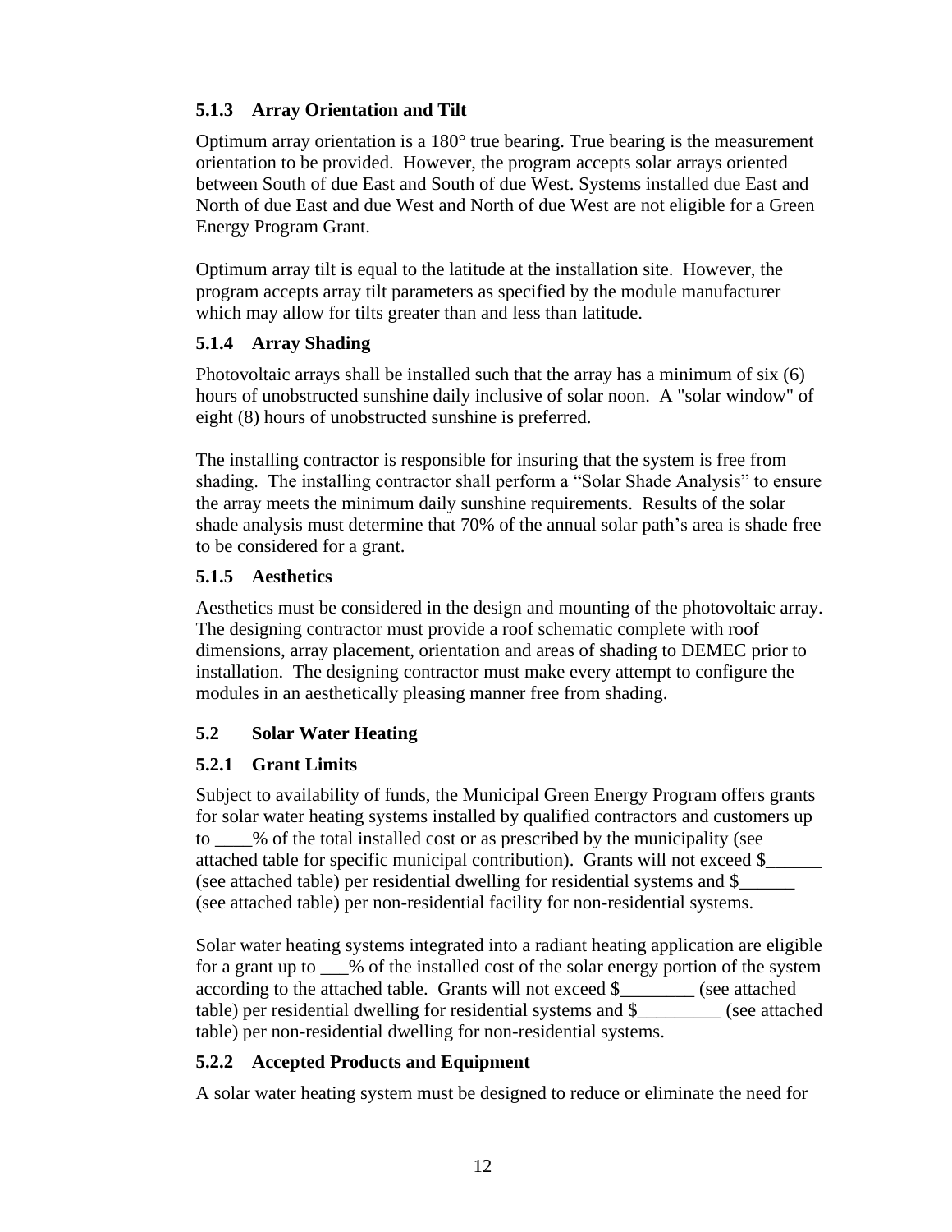### 5.1.3 Array Orientation and Tilt

Optimum array orientation is a 180° true bearing. True bearing is the measurement orientation to be provided. However, the program accepts solar arrays oriented between South of due East and South of due West. Systems installed due East and North of due East and due West and North of due West are not eligible for a Green Energy Program Grant.

Optimum array tilt is equal to the latitude at the installation site. However, the program accepts array tilt parameters as specified by the module manufacturer which may allow for tilts greater than and less than latitude.

### 5.1.4 Array Shading

Photovoltaic arrays shall be installed such that the array has a minimum of six (6) hours of unobstructed sunshine daily inclusive of solar noon. A "solar window" of eight (8) hours of unobstructed sunshine is preferred.

The installing contractor is responsible for insuring that the system is free from shading. The installing contractor shall perform a "Solar Shade Analysis" to ensure the array meets the minimum daily sunshine requirements. Results of the solar shade analysis must determine that 70% of the annual solar path's area is shade free to be considered for a grant.

### 5.1.5 Aesthetics

Aesthetics must be considered in the design and mounting of the photovoltaic array. The designing contractor must provide a roof schematic complete with roof dimensions, array placement, orientation and areas of shading to DEMEC prior to installation. The designing contractor must make every attempt to configure the modules in an aesthetically pleasing manner free from shading.

## 5.2 Solar Water Heating

### 5.2.1 Grant Limits

Subject to availability of funds, the Municipal Green Energy Program offers grants for solar water heating systems installed by qualified contractors and customers up to ____% of the total installed cost or as prescribed by the municipality (see attached table for specific municipal contribution). Grants will not exceed $______ (see attached table) per residential dwelling for residential systems and $______ (see attached table) per non-residential facility for non-residential systems.

Solar water heating systems integrated into a radiant heating application are eligible for a grant up to ___% of the installed cost of the solar energy portion of the system according to the attached table. Grants will not exceed $________ (see attached table) per residential dwelling for residential systems and $_________ (see attached table) per non-residential dwelling for non-residential systems.

### 5.2.2 Accepted Products and Equipment

A solar water heating system must be designed to reduce or eliminate the need for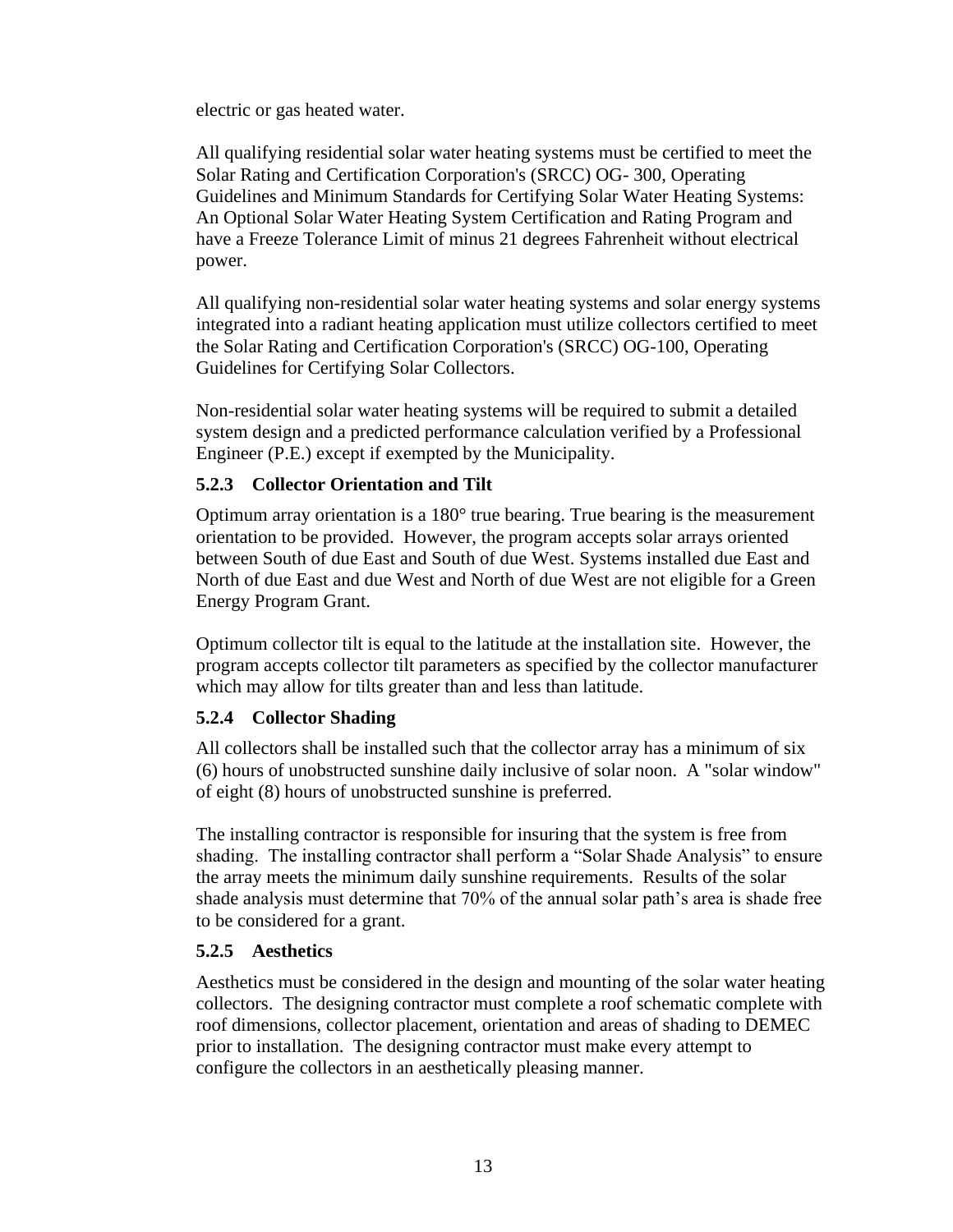electric or gas heated water.

All qualifying residential solar water heating systems must be certified to meet the Solar Rating and Certification Corporation's (SRCC) OG- 300, Operating Guidelines and Minimum Standards for Certifying Solar Water Heating Systems: An Optional Solar Water Heating System Certification and Rating Program and have a Freeze Tolerance Limit of minus 21 degrees Fahrenheit without electrical power.

All qualifying non-residential solar water heating systems and solar energy systems integrated into a radiant heating application must utilize collectors certified to meet the Solar Rating and Certification Corporation's (SRCC) OG-100, Operating Guidelines for Certifying Solar Collectors.

Non-residential solar water heating systems will be required to submit a detailed system design and a predicted performance calculation verified by a Professional Engineer (P.E.) except if exempted by the Municipality.

### 5.2.3 Collector Orientation and Tilt

Optimum array orientation is a 180° true bearing. True bearing is the measurement orientation to be provided. However, the program accepts solar arrays oriented between South of due East and South of due West. Systems installed due East and North of due East and due West and North of due West are not eligible for a Green Energy Program Grant.

Optimum collector tilt is equal to the latitude at the installation site. However, the program accepts collector tilt parameters as specified by the collector manufacturer which may allow for tilts greater than and less than latitude.

### 5.2.4 Collector Shading

All collectors shall be installed such that the collector array has a minimum of six (6) hours of unobstructed sunshine daily inclusive of solar noon. A "solar window" of eight (8) hours of unobstructed sunshine is preferred.

The installing contractor is responsible for insuring that the system is free from shading. The installing contractor shall perform a "Solar Shade Analysis" to ensure the array meets the minimum daily sunshine requirements. Results of the solar shade analysis must determine that 70% of the annual solar path's area is shade free to be considered for a grant.

### 5.2.5 Aesthetics

Aesthetics must be considered in the design and mounting of the solar water heating collectors. The designing contractor must complete a roof schematic complete with roof dimensions, collector placement, orientation and areas of shading to DEMEC prior to installation. The designing contractor must make every attempt to configure the collectors in an aesthetically pleasing manner.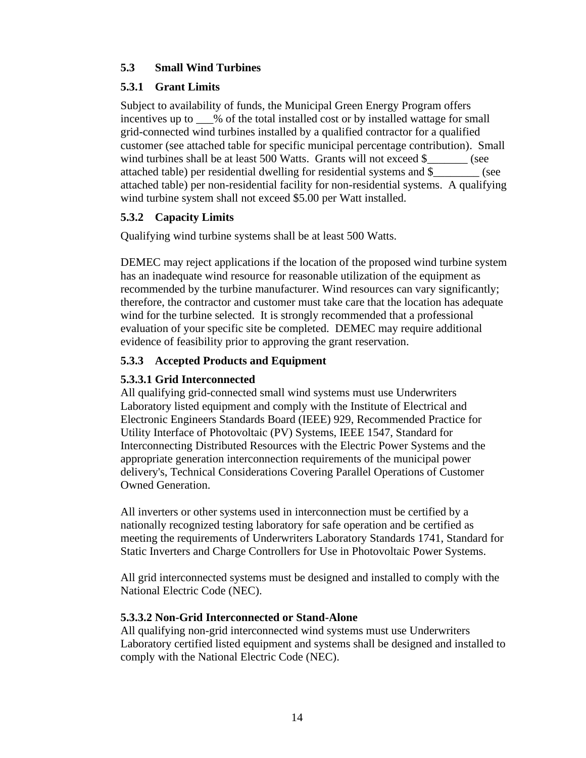## 5.3 Small Wind Turbines

### 5.3.1 Grant Limits

Subject to availability of funds, the Municipal Green Energy Program offers incentives up to ___% of the total installed cost or by installed wattage for small grid-connected wind turbines installed by a qualified contractor for a qualified customer (see attached table for specific municipal percentage contribution). Small wind turbines shall be at least 500 Watts. Grants will not exceed $_______ (see attached table) per residential dwelling for residential systems and $________ (see attached table) per non-residential facility for non-residential systems. A qualifying wind turbine system shall not exceed $5.00 per Watt installed.

### 5.3.2 Capacity Limits

Qualifying wind turbine systems shall be at least 500 Watts.

DEMEC may reject applications if the location of the proposed wind turbine system has an inadequate wind resource for reasonable utilization of the equipment as recommended by the turbine manufacturer. Wind resources can vary significantly; therefore, the contractor and customer must take care that the location has adequate wind for the turbine selected. It is strongly recommended that a professional evaluation of your specific site be completed. DEMEC may require additional evidence of feasibility prior to approving the grant reservation.

### 5.3.3 Accepted Products and Equipment

#### 5.3.3.1 Grid Interconnected

All qualifying grid-connected small wind systems must use Underwriters Laboratory listed equipment and comply with the Institute of Electrical and Electronic Engineers Standards Board (IEEE) 929, Recommended Practice for Utility Interface of Photovoltaic (PV) Systems, IEEE 1547, Standard for Interconnecting Distributed Resources with the Electric Power Systems and the appropriate generation interconnection requirements of the municipal power delivery's, Technical Considerations Covering Parallel Operations of Customer Owned Generation.

All inverters or other systems used in interconnection must be certified by a nationally recognized testing laboratory for safe operation and be certified as meeting the requirements of Underwriters Laboratory Standards 1741, Standard for Static Inverters and Charge Controllers for Use in Photovoltaic Power Systems.

All grid interconnected systems must be designed and installed to comply with the National Electric Code (NEC).

#### 5.3.3.2 Non-Grid Interconnected or Stand-Alone

All qualifying non-grid interconnected wind systems must use Underwriters Laboratory certified listed equipment and systems shall be designed and installed to comply with the National Electric Code (NEC).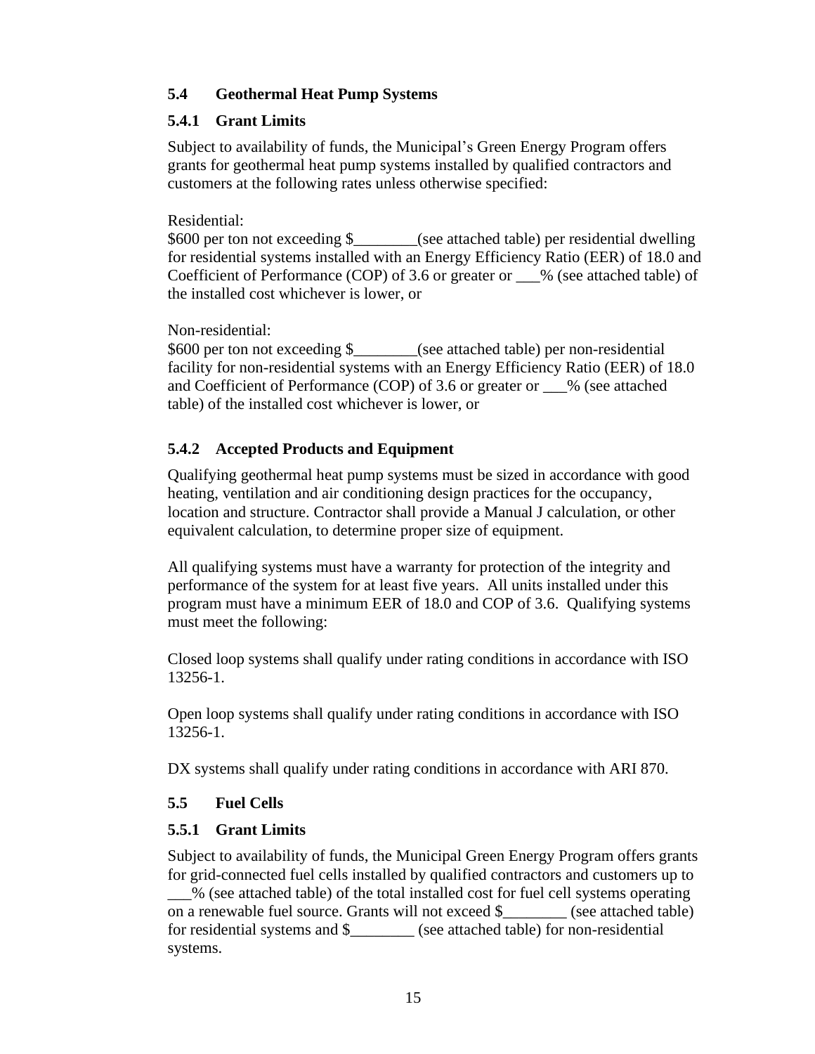## 5.4 Geothermal Heat Pump Systems

### 5.4.1 Grant Limits

Subject to availability of funds, the Municipal's Green Energy Program offers grants for geothermal heat pump systems installed by qualified contractors and customers at the following rates unless otherwise specified:

Residential:
$600 per ton not exceeding $________(see attached table) per residential dwelling for residential systems installed with an Energy Efficiency Ratio (EER) of 18.0 and Coefficient of Performance (COP) of 3.6 or greater or ___% (see attached table) of the installed cost whichever is lower, or

Non-residential:
$600 per ton not exceeding $________(see attached table) per non-residential facility for non-residential systems with an Energy Efficiency Ratio (EER) of 18.0 and Coefficient of Performance (COP) of 3.6 or greater or ___% (see attached table) of the installed cost whichever is lower, or

### 5.4.2 Accepted Products and Equipment

Qualifying geothermal heat pump systems must be sized in accordance with good heating, ventilation and air conditioning design practices for the occupancy, location and structure. Contractor shall provide a Manual J calculation, or other equivalent calculation, to determine proper size of equipment.

All qualifying systems must have a warranty for protection of the integrity and performance of the system for at least five years. All units installed under this program must have a minimum EER of 18.0 and COP of 3.6. Qualifying systems must meet the following:

Closed loop systems shall qualify under rating conditions in accordance with ISO 13256-1.

Open loop systems shall qualify under rating conditions in accordance with ISO 13256-1.

DX systems shall qualify under rating conditions in accordance with ARI 870.

## 5.5 Fuel Cells

### 5.5.1 Grant Limits

Subject to availability of funds, the Municipal Green Energy Program offers grants for grid-connected fuel cells installed by qualified contractors and customers up to ___% (see attached table) of the total installed cost for fuel cell systems operating on a renewable fuel source. Grants will not exceed $________ (see attached table) for residential systems and $________ (see attached table) for non-residential systems.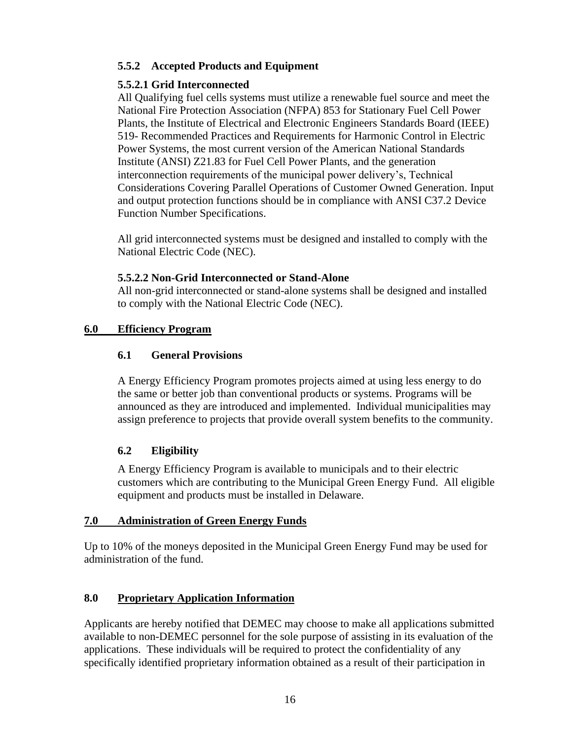#### 5.5.2 Accepted Products and Equipment

#### 5.5.2.1 Grid Interconnected

All Qualifying fuel cells systems must utilize a renewable fuel source and meet the National Fire Protection Association (NFPA) 853 for Stationary Fuel Cell Power Plants, the Institute of Electrical and Electronic Engineers Standards Board (IEEE) 519- Recommended Practices and Requirements for Harmonic Control in Electric Power Systems, the most current version of the American National Standards Institute (ANSI) Z21.83 for Fuel Cell Power Plants, and the generation interconnection requirements of the municipal power delivery's, Technical Considerations Covering Parallel Operations of Customer Owned Generation. Input and output protection functions should be in compliance with ANSI C37.2 Device Function Number Specifications.

All grid interconnected systems must be designed and installed to comply with the National Electric Code (NEC).

#### 5.5.2.2 Non-Grid Interconnected or Stand-Alone

All non-grid interconnected or stand-alone systems shall be designed and installed to comply with the National Electric Code (NEC).

## 6.0 Efficiency Program

### 6.1 General Provisions

A Energy Efficiency Program promotes projects aimed at using less energy to do the same or better job than conventional products or systems. Programs will be announced as they are introduced and implemented. Individual municipalities may assign preference to projects that provide overall system benefits to the community.

### 6.2 Eligibility

A Energy Efficiency Program is available to municipals and to their electric customers which are contributing to the Municipal Green Energy Fund. All eligible equipment and products must be installed in Delaware.

## 7.0 Administration of Green Energy Funds

Up to 10% of the moneys deposited in the Municipal Green Energy Fund may be used for administration of the fund.

## 8.0 Proprietary Application Information

Applicants are hereby notified that DEMEC may choose to make all applications submitted available to non-DEMEC personnel for the sole purpose of assisting in its evaluation of the applications. These individuals will be required to protect the confidentiality of any specifically identified proprietary information obtained as a result of their participation in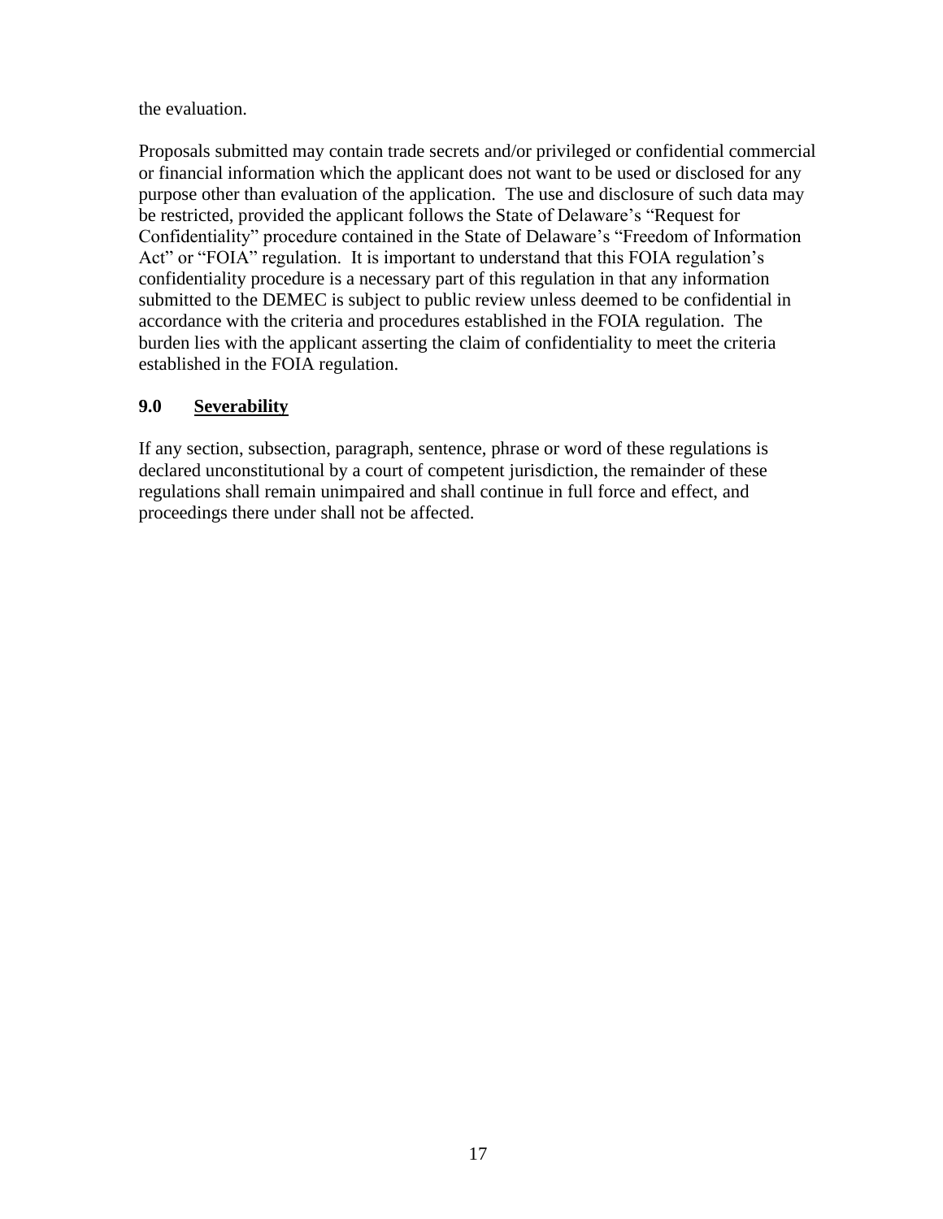the evaluation.

Proposals submitted may contain trade secrets and/or privileged or confidential commercial or financial information which the applicant does not want to be used or disclosed for any purpose other than evaluation of the application. The use and disclosure of such data may be restricted, provided the applicant follows the State of Delaware's "Request for Confidentiality" procedure contained in the State of Delaware's "Freedom of Information Act" or "FOIA" regulation. It is important to understand that this FOIA regulation's confidentiality procedure is a necessary part of this regulation in that any information submitted to the DEMEC is subject to public review unless deemed to be confidential in accordance with the criteria and procedures established in the FOIA regulation. The burden lies with the applicant asserting the claim of confidentiality to meet the criteria established in the FOIA regulation.

## 9.0 <u>Severability</u>

If any section, subsection, paragraph, sentence, phrase or word of these regulations is declared unconstitutional by a court of competent jurisdiction, the remainder of these regulations shall remain unimpaired and shall continue in full force and effect, and proceedings there under shall not be affected.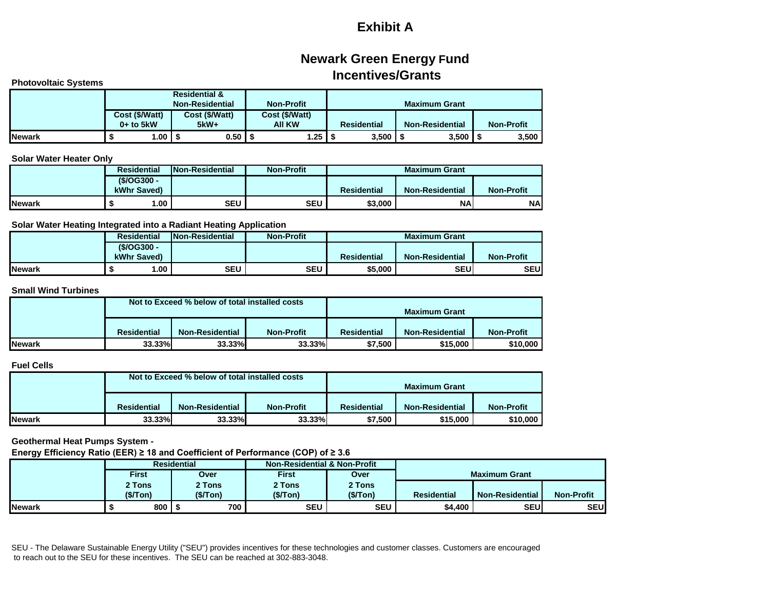# Exhibit A

## Newark Green Energy Fund Incentives/Grants

**Photovoltaic Systems**

| | Residential & Non-Residential | | Non-Profit | Maximum Grant | | |
|---|---|---|---|---|---|---|
| | Cost ($/Watt) 0+ to 5kW | Cost ($/Watt) 5kW+ | Cost ($/Watt) All KW | Residential | Non-Residential | Non-Profit |
| Newark | $ 1.00 | $ 0.50 | $ 1.25 | $ 3,500 | $ 3,500 | $ 3,500 |

**Solar Water Heater Only**

| | Residential | Non-Residential | Non-Profit | Maximum Grant | | |
|---|---|---|---|---|---|---|
| | ($/OG300 - kWhr Saved) | | | Residential | Non-Residential | Non-Profit |
| Newark | $ 1.00 | SEU | SEU | $3,000 | NA | NA |

**Solar Water Heating Integrated into a Radiant Heating Application**

| | Residential | Non-Residential | Non-Profit | Maximum Grant | | |
|---|---|---|---|---|---|---|
| | ($/OG300 - kWhr Saved) | | | Residential | Non-Residential | Non-Profit |
| Newark | $ 1.00 | SEU | SEU | $5,000 | SEU | SEU |

**Small Wind Turbines**

| | Not to Exceed % below of total installed costs | | | Maximum Grant | | |
|---|---|---|---|---|---|---|
| | Residential | Non-Residential | Non-Profit | Residential | Non-Residential | Non-Profit |
| Newark | 33.33% | 33.33% | 33.33% | $7,500 | $15,000 | $10,000 |

**Fuel Cells**

| | Not to Exceed % below of total installed costs | | | Maximum Grant | | |
|---|---|---|---|---|---|---|
| | Residential | Non-Residential | Non-Profit | Residential | Non-Residential | Non-Profit |
| Newark | 33.33% | 33.33% | 33.33% | $7,500 | $15,000 | $10,000 |

**Geothermal Heat Pumps System - Energy Efficiency Ratio (EER) ≥ 18 and Coefficient of Performance (COP) of ≥ 3.6**

| | Residential | | Non-Residential & Non-Profit | | Maximum Grant | | |
|---|---|---|---|---|---|---|---|
| | First 2 Tons ($/Ton) | Over 2 Tons ($/Ton) | First 2 Tons ($/Ton) | Over 2 Tons ($/Ton) | Residential | Non-Residential | Non-Profit |
| Newark | $ 800 | $ 700 | SEU | SEU | $4,400 | SEU | SEU |

SEU - The Delaware Sustainable Energy Utility ("SEU") provides incentives for these technologies and customer classes. Customers are encouraged to reach out to the SEU for these incentives. The SEU can be reached at 302-883-3048.